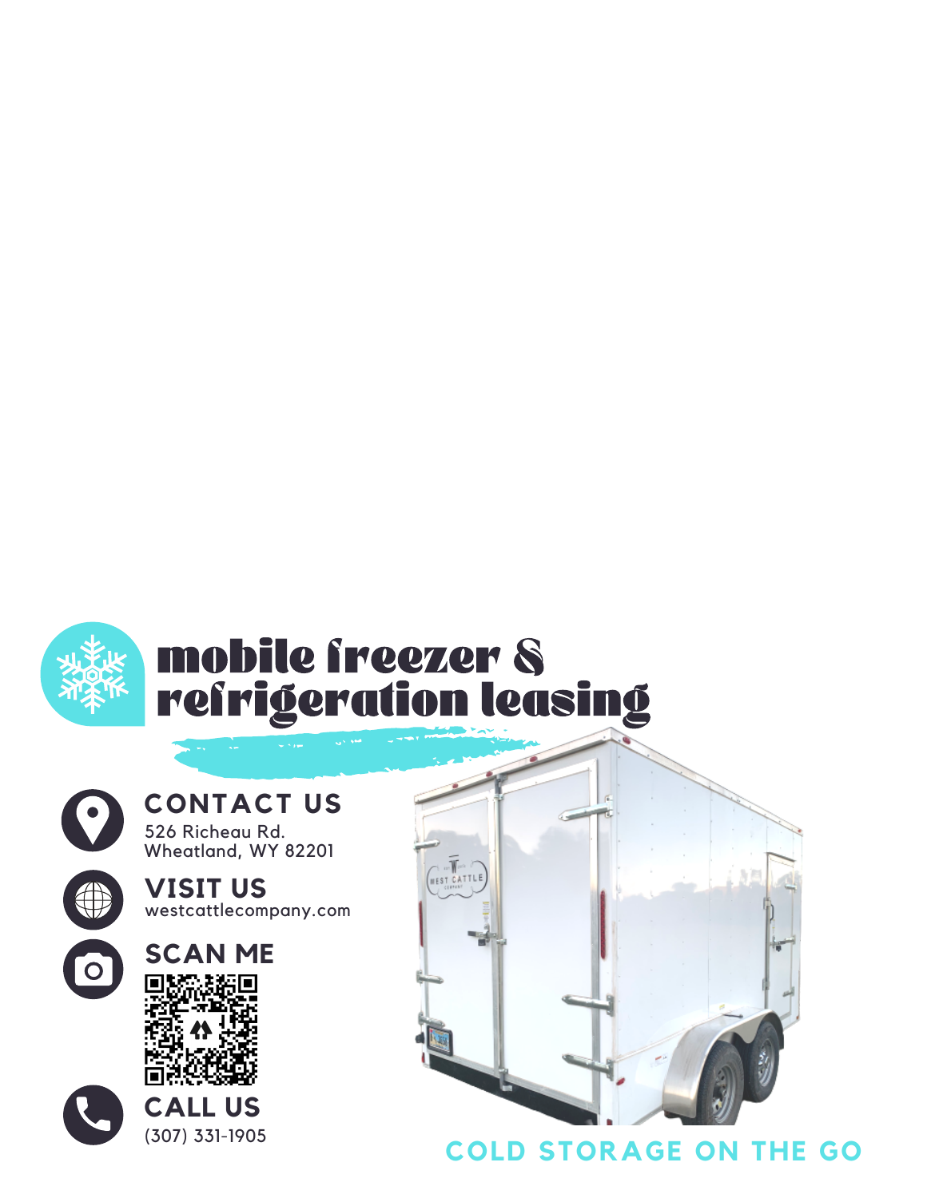# mobile freezer & refrigeration leasing

## CONTACT US

526 Richeau Rd.
Wheatland, WY 82201

## VISIT US

westcattlecompany.com

## SCAN ME

## CALL US

(307) 331-1905

**COLD STORAGE ON THE GO**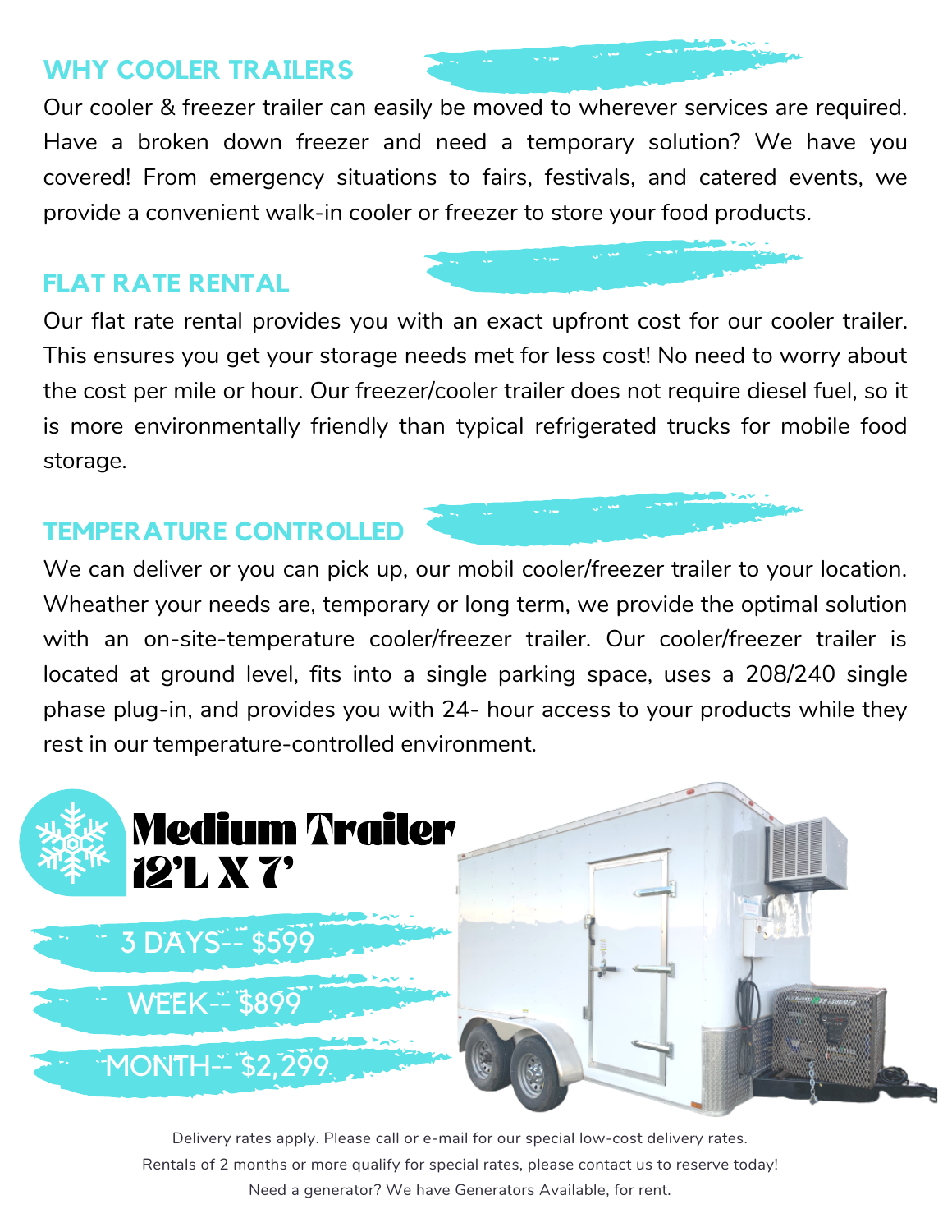## WHY COOLER TRAILERS

Our cooler & freezer trailer can easily be moved to wherever services are required. Have a broken down freezer and need a temporary solution? We have you covered! From emergency situations to fairs, festivals, and catered events, we provide a convenient walk-in cooler or freezer to store your food products.

## FLAT RATE RENTAL

Our flat rate rental provides you with an exact upfront cost for our cooler trailer. This ensures you get your storage needs met for less cost! No need to worry about the cost per mile or hour. Our freezer/cooler trailer does not require diesel fuel, so it is more environmentally friendly than typical refrigerated trucks for mobile food storage.

## TEMPERATURE CONTROLLED

We can deliver or you can pick up, our mobil cooler/freezer trailer to your location. Wheather your needs are, temporary or long term, we provide the optimal solution with an on-site-temperature cooler/freezer trailer. Our cooler/freezer trailer is located at ground level, fits into a single parking space, uses a 208/240 single phase plug-in, and provides you with 24- hour access to your products while they rest in our temperature-controlled environment.

## Medium Trailer 12'L X 7'

3 DAYS-- $599

WEEK-- $899

MONTH-- $2,299

Delivery rates apply. Please call or e-mail for our special low-cost delivery rates.
Rentals of 2 months or more qualify for special rates, please contact us to reserve today!
Need a generator? We have Generators Available, for rent.